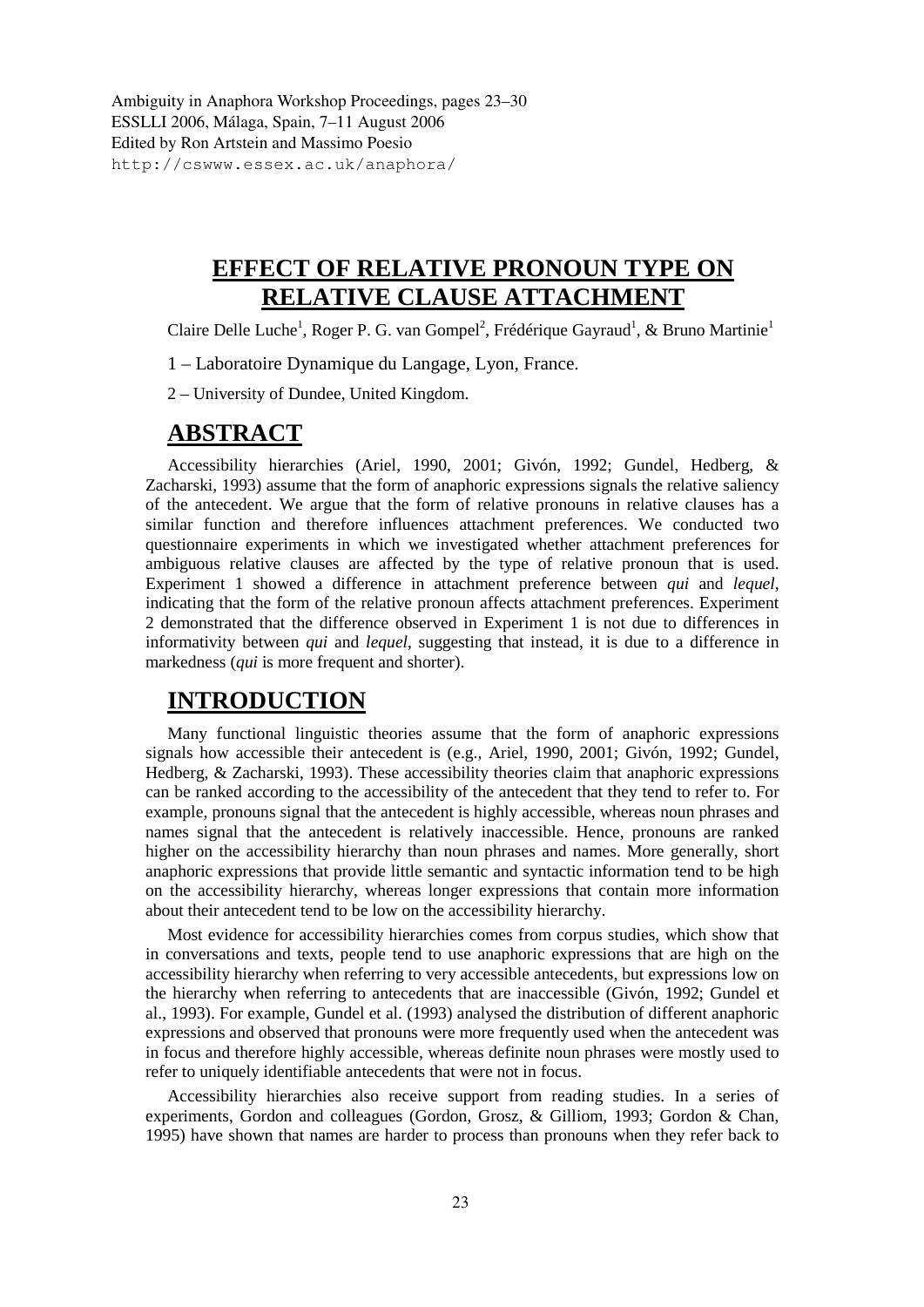Ambiguity in Anaphora Workshop Proceedings, pages 23–30
ESSLLI 2006, Málaga, Spain, 7–11 August 2006
Edited by Ron Artstein and Massimo Poesio
http://cswww.essex.ac.uk/anaphora/

# EFFECT OF RELATIVE PRONOUN TYPE ON RELATIVE CLAUSE ATTACHMENT

Claire Delle Luche[1], Roger P. G. van Gompel[2], Frédérique Gayraud[1], & Bruno Martinie[1]

1 – Laboratoire Dynamique du Langage, Lyon, France.

2 – University of Dundee, United Kingdom.

## ABSTRACT

Accessibility hierarchies (Ariel, 1990, 2001; Givón, 1992; Gundel, Hedberg, & Zacharski, 1993) assume that the form of anaphoric expressions signals the relative saliency of the antecedent. We argue that the form of relative pronouns in relative clauses has a similar function and therefore influences attachment preferences. We conducted two questionnaire experiments in which we investigated whether attachment preferences for ambiguous relative clauses are affected by the type of relative pronoun that is used. Experiment 1 showed a difference in attachment preference between *qui* and *lequel*, indicating that the form of the relative pronoun affects attachment preferences. Experiment 2 demonstrated that the difference observed in Experiment 1 is not due to differences in informativity between *qui* and *lequel*, suggesting that instead, it is due to a difference in markedness (*qui* is more frequent and shorter).

## INTRODUCTION

Many functional linguistic theories assume that the form of anaphoric expressions signals how accessible their antecedent is (e.g., Ariel, 1990, 2001; Givón, 1992; Gundel, Hedberg, & Zacharski, 1993). These accessibility theories claim that anaphoric expressions can be ranked according to the accessibility of the antecedent that they tend to refer to. For example, pronouns signal that the antecedent is highly accessible, whereas noun phrases and names signal that the antecedent is relatively inaccessible. Hence, pronouns are ranked higher on the accessibility hierarchy than noun phrases and names. More generally, short anaphoric expressions that provide little semantic and syntactic information tend to be high on the accessibility hierarchy, whereas longer expressions that contain more information about their antecedent tend to be low on the accessibility hierarchy.

Most evidence for accessibility hierarchies comes from corpus studies, which show that in conversations and texts, people tend to use anaphoric expressions that are high on the accessibility hierarchy when referring to very accessible antecedents, but expressions low on the hierarchy when referring to antecedents that are inaccessible (Givón, 1992; Gundel et al., 1993). For example, Gundel et al. (1993) analysed the distribution of different anaphoric expressions and observed that pronouns were more frequently used when the antecedent was in focus and therefore highly accessible, whereas definite noun phrases were mostly used to refer to uniquely identifiable antecedents that were not in focus.

Accessibility hierarchies also receive support from reading studies. In a series of experiments, Gordon and colleagues (Gordon, Grosz, & Gilliom, 1993; Gordon & Chan, 1995) have shown that names are harder to process than pronouns when they refer back to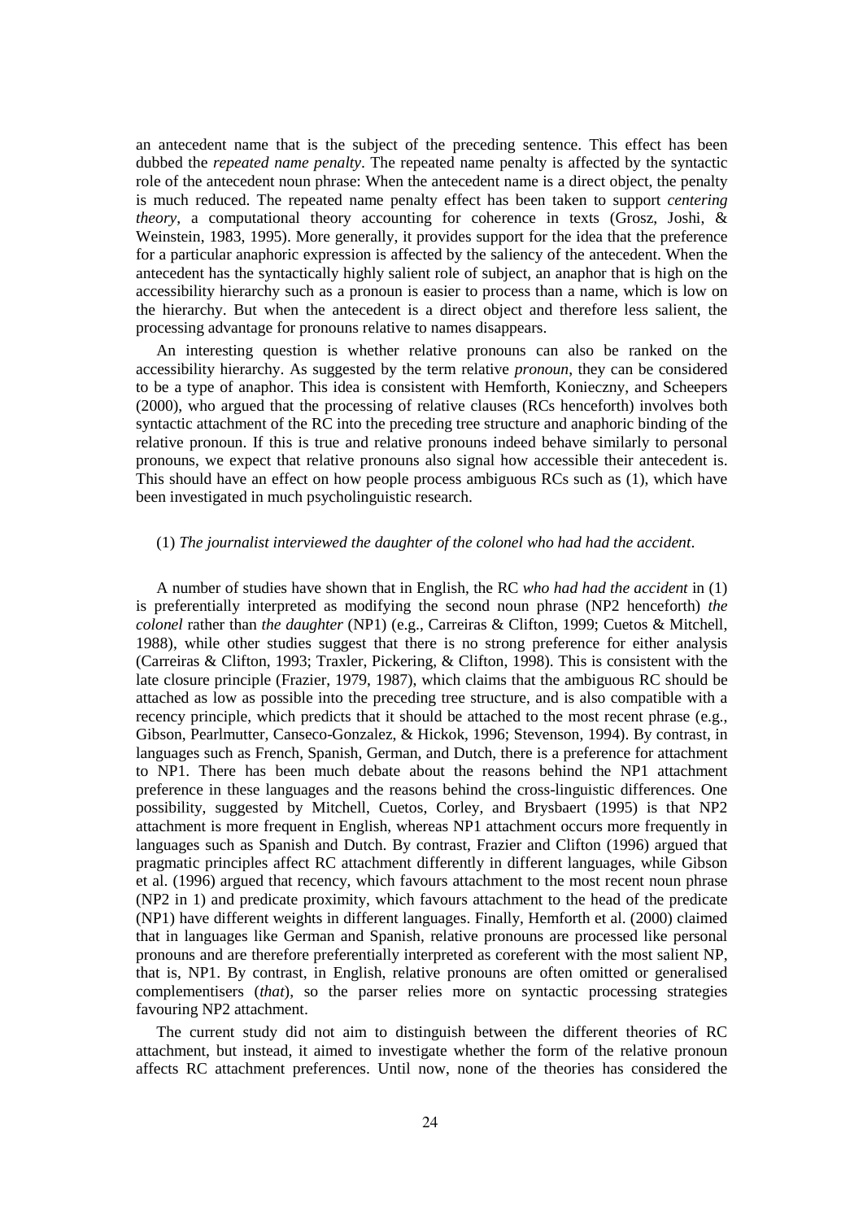an antecedent name that is the subject of the preceding sentence. This effect has been dubbed the *repeated name penalty*. The repeated name penalty is affected by the syntactic role of the antecedent noun phrase: When the antecedent name is a direct object, the penalty is much reduced. The repeated name penalty effect has been taken to support *centering theory*, a computational theory accounting for coherence in texts (Grosz, Joshi, & Weinstein, 1983, 1995). More generally, it provides support for the idea that the preference for a particular anaphoric expression is affected by the saliency of the antecedent. When the antecedent has the syntactically highly salient role of subject, an anaphor that is high on the accessibility hierarchy such as a pronoun is easier to process than a name, which is low on the hierarchy. But when the antecedent is a direct object and therefore less salient, the processing advantage for pronouns relative to names disappears.

An interesting question is whether relative pronouns can also be ranked on the accessibility hierarchy. As suggested by the term relative *pronoun*, they can be considered to be a type of anaphor. This idea is consistent with Hemforth, Konieczny, and Scheepers (2000), who argued that the processing of relative clauses (RCs henceforth) involves both syntactic attachment of the RC into the preceding tree structure and anaphoric binding of the relative pronoun. If this is true and relative pronouns indeed behave similarly to personal pronouns, we expect that relative pronouns also signal how accessible their antecedent is. This should have an effect on how people process ambiguous RCs such as (1), which have been investigated in much psycholinguistic research.

(1) *The journalist interviewed the daughter of the colonel who had had the accident*.

A number of studies have shown that in English, the RC *who had had the accident* in (1) is preferentially interpreted as modifying the second noun phrase (NP2 henceforth) *the colonel* rather than *the daughter* (NP1) (e.g., Carreiras & Clifton, 1999; Cuetos & Mitchell, 1988), while other studies suggest that there is no strong preference for either analysis (Carreiras & Clifton, 1993; Traxler, Pickering, & Clifton, 1998). This is consistent with the late closure principle (Frazier, 1979, 1987), which claims that the ambiguous RC should be attached as low as possible into the preceding tree structure, and is also compatible with a recency principle, which predicts that it should be attached to the most recent phrase (e.g., Gibson, Pearlmutter, Canseco-Gonzalez, & Hickok, 1996; Stevenson, 1994). By contrast, in languages such as French, Spanish, German, and Dutch, there is a preference for attachment to NP1. There has been much debate about the reasons behind the NP1 attachment preference in these languages and the reasons behind the cross-linguistic differences. One possibility, suggested by Mitchell, Cuetos, Corley, and Brysbaert (1995) is that NP2 attachment is more frequent in English, whereas NP1 attachment occurs more frequently in languages such as Spanish and Dutch. By contrast, Frazier and Clifton (1996) argued that pragmatic principles affect RC attachment differently in different languages, while Gibson et al. (1996) argued that recency, which favours attachment to the most recent noun phrase (NP2 in 1) and predicate proximity, which favours attachment to the head of the predicate (NP1) have different weights in different languages. Finally, Hemforth et al. (2000) claimed that in languages like German and Spanish, relative pronouns are processed like personal pronouns and are therefore preferentially interpreted as coreferent with the most salient NP, that is, NP1. By contrast, in English, relative pronouns are often omitted or generalised complementisers (*that*), so the parser relies more on syntactic processing strategies favouring NP2 attachment.

The current study did not aim to distinguish between the different theories of RC attachment, but instead, it aimed to investigate whether the form of the relative pronoun affects RC attachment preferences. Until now, none of the theories has considered the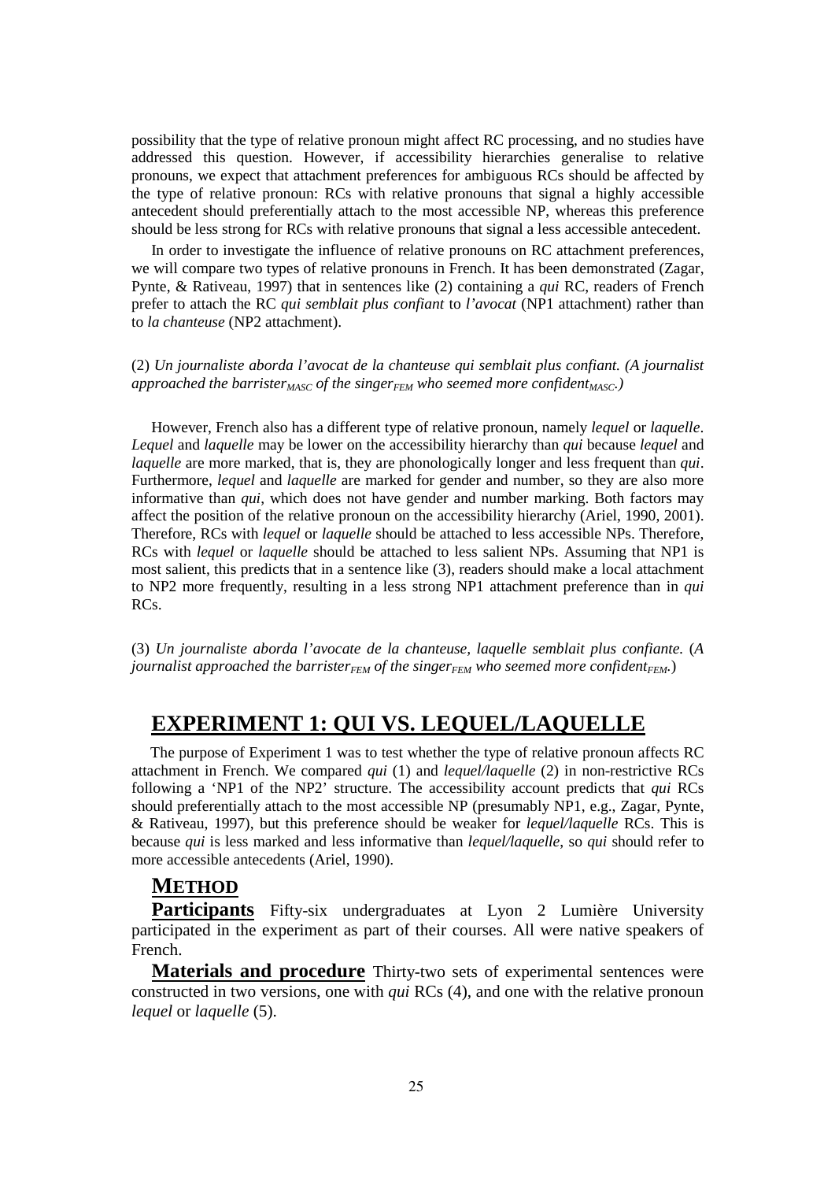possibility that the type of relative pronoun might affect RC processing, and no studies have addressed this question. However, if accessibility hierarchies generalise to relative pronouns, we expect that attachment preferences for ambiguous RCs should be affected by the type of relative pronoun: RCs with relative pronouns that signal a highly accessible antecedent should preferentially attach to the most accessible NP, whereas this preference should be less strong for RCs with relative pronouns that signal a less accessible antecedent.

In order to investigate the influence of relative pronouns on RC attachment preferences, we will compare two types of relative pronouns in French. It has been demonstrated (Zagar, Pynte, & Rativeau, 1997) that in sentences like (2) containing a *qui* RC, readers of French prefer to attach the RC *qui semblait plus confiant* to *l'avocat* (NP1 attachment) rather than to *la chanteuse* (NP2 attachment).

(2) *Un journaliste aborda l'avocat de la chanteuse qui semblait plus confiant. (A journalist approached the barrister$_{MASC}$ of the singer$_{FEM}$ who seemed more confident$_{MASC}$.)*

However, French also has a different type of relative pronoun, namely *lequel* or *laquelle*. *Lequel* and *laquelle* may be lower on the accessibility hierarchy than *qui* because *lequel* and *laquelle* are more marked, that is, they are phonologically longer and less frequent than *qui*. Furthermore, *lequel* and *laquelle* are marked for gender and number, so they are also more informative than *qui*, which does not have gender and number marking. Both factors may affect the position of the relative pronoun on the accessibility hierarchy (Ariel, 1990, 2001). Therefore, RCs with *lequel* or *laquelle* should be attached to less accessible NPs. Therefore, RCs with *lequel* or *laquelle* should be attached to less salient NPs. Assuming that NP1 is most salient, this predicts that in a sentence like (3), readers should make a local attachment to NP2 more frequently, resulting in a less strong NP1 attachment preference than in *qui* RCs.

(3) *Un journaliste aborda l'avocate de la chanteuse, laquelle semblait plus confiante.* (*A journalist approached the barrister$_{FEM}$ of the singer$_{FEM}$ who seemed more confident$_{FEM}$.*)

## EXPERIMENT 1: QUI VS. LEQUEL/LAQUELLE

The purpose of Experiment 1 was to test whether the type of relative pronoun affects RC attachment in French. We compared *qui* (1) and *lequel/laquelle* (2) in non-restrictive RCs following a 'NP1 of the NP2' structure. The accessibility account predicts that *qui* RCs should preferentially attach to the most accessible NP (presumably NP1, e.g., Zagar, Pynte, & Rativeau, 1997), but this preference should be weaker for *lequel/laquelle* RCs. This is because *qui* is less marked and less informative than *lequel/laquelle*, so *qui* should refer to more accessible antecedents (Ariel, 1990).

### METHOD

**Participants** Fifty-six undergraduates at Lyon 2 Lumière University participated in the experiment as part of their courses. All were native speakers of French.

**Materials and procedure** Thirty-two sets of experimental sentences were constructed in two versions, one with *qui* RCs (4), and one with the relative pronoun *lequel* or *laquelle* (5).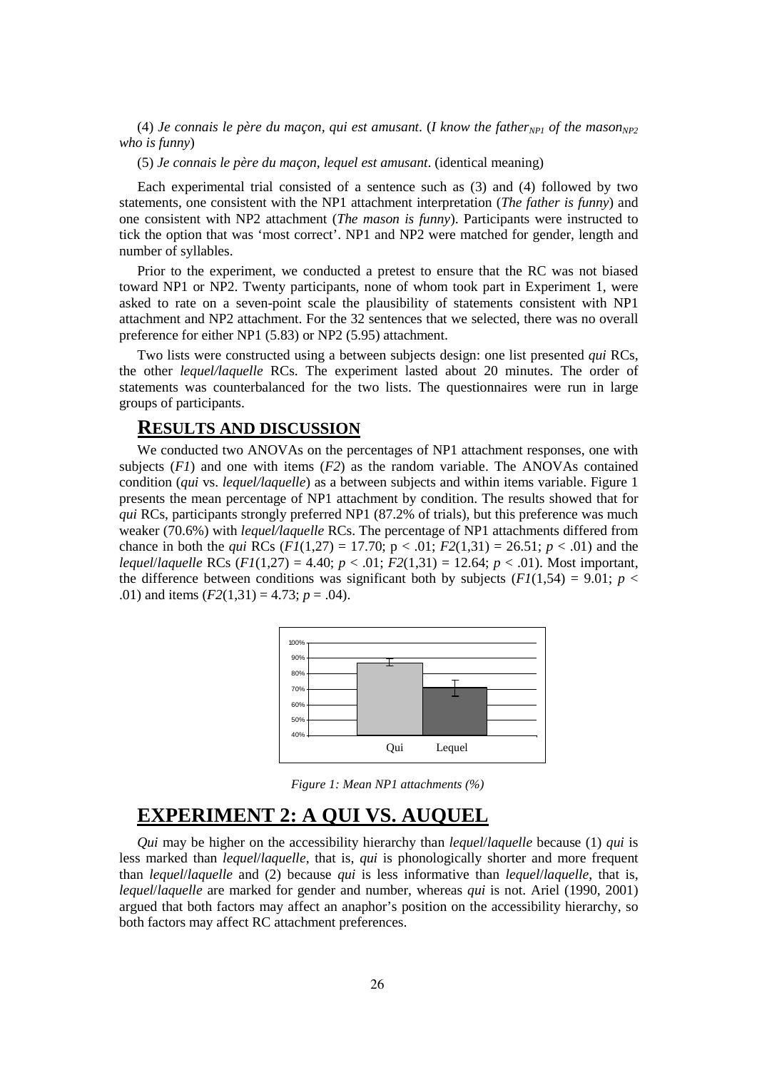(4) *Je connais le père du maçon, qui est amusant*. (*I know the father$_{NP1}$ of the mason$_{NP2}$ who is funny*)

(5) *Je connais le père du maçon, lequel est amusant*. (identical meaning)

Each experimental trial consisted of a sentence such as (3) and (4) followed by two statements, one consistent with the NP1 attachment interpretation (*The father is funny*) and one consistent with NP2 attachment (*The mason is funny*). Participants were instructed to tick the option that was 'most correct'. NP1 and NP2 were matched for gender, length and number of syllables.

Prior to the experiment, we conducted a pretest to ensure that the RC was not biased toward NP1 or NP2. Twenty participants, none of whom took part in Experiment 1, were asked to rate on a seven-point scale the plausibility of statements consistent with NP1 attachment and NP2 attachment. For the 32 sentences that we selected, there was no overall preference for either NP1 (5.83) or NP2 (5.95) attachment.

Two lists were constructed using a between subjects design: one list presented *qui* RCs, the other *lequel/laquelle* RCs. The experiment lasted about 20 minutes. The order of statements was counterbalanced for the two lists. The questionnaires were run in large groups of participants.

## RESULTS AND DISCUSSION

We conducted two ANOVAs on the percentages of NP1 attachment responses, one with subjects (*F1*) and one with items (*F2*) as the random variable. The ANOVAs contained condition (*qui* vs. *lequel/laquelle*) as a between subjects and within items variable. Figure 1 presents the mean percentage of NP1 attachment by condition. The results showed that for *qui* RCs, participants strongly preferred NP1 (87.2% of trials), but this preference was much weaker (70.6%) with *lequel/laquelle* RCs. The percentage of NP1 attachments differed from chance in both the *qui* RCs ($F1(1,27) = 17.70$; $p < .01$; $F2(1,31) = 26.51$; $p < .01$) and the *lequel*/*laquelle* RCs ($F1(1,27) = 4.40$; $p < .01$; $F2(1,31) = 12.64$; $p < .01$). Most important, the difference between conditions was significant both by subjects ($F1(1,54) = 9.01$; $p < .01$) and items ($F2(1,31) = 4.73$; $p = .04$).

*Figure 1: Mean NP1 attachments (%)*

# EXPERIMENT 2: A QUI VS. AUQUEL

*Qui* may be higher on the accessibility hierarchy than *lequel*/*laquelle* because (1) *qui* is less marked than *lequel*/*laquelle*, that is, *qui* is phonologically shorter and more frequent than *lequel*/*laquelle* and (2) because *qui* is less informative than *lequel*/*laquelle*, that is, *lequel*/*laquelle* are marked for gender and number, whereas *qui* is not. Ariel (1990, 2001) argued that both factors may affect an anaphor's position on the accessibility hierarchy, so both factors may affect RC attachment preferences.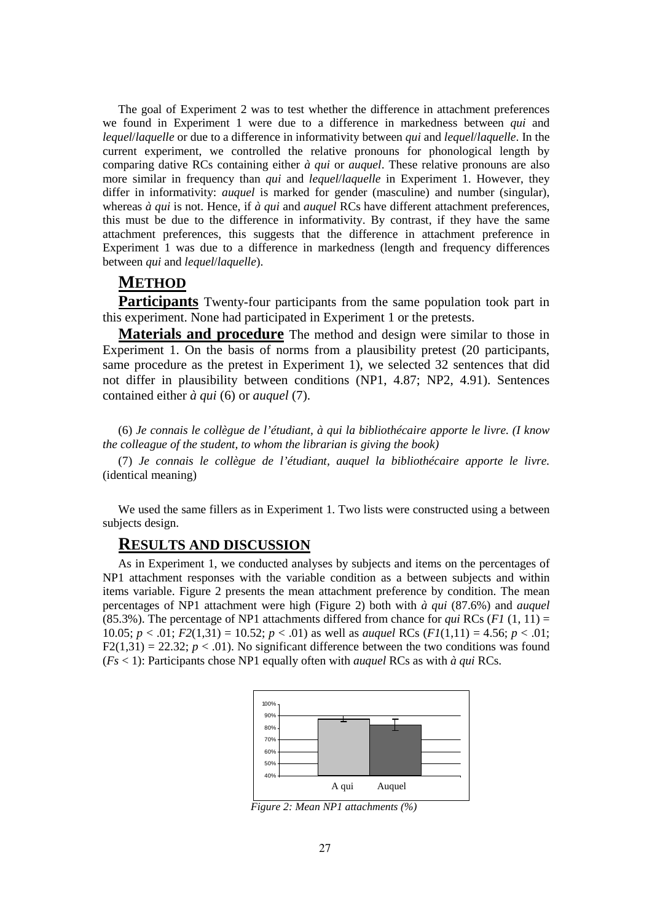The goal of Experiment 2 was to test whether the difference in attachment preferences we found in Experiment 1 were due to a difference in markedness between *qui* and *lequel*/*laquelle* or due to a difference in informativity between *qui* and *lequel*/*laquelle*. In the current experiment, we controlled the relative pronouns for phonological length by comparing dative RCs containing either *à qui* or *auquel*. These relative pronouns are also more similar in frequency than *qui* and *lequel*/*laquelle* in Experiment 1. However, they differ in informativity: *auquel* is marked for gender (masculine) and number (singular), whereas *à qui* is not. Hence, if *à qui* and *auquel* RCs have different attachment preferences, this must be due to the difference in informativity. By contrast, if they have the same attachment preferences, this suggests that the difference in attachment preference in Experiment 1 was due to a difference in markedness (length and frequency differences between *qui* and *lequel*/*laquelle*).

## METHOD

**Participants** Twenty-four participants from the same population took part in this experiment. None had participated in Experiment 1 or the pretests.

**Materials and procedure** The method and design were similar to those in Experiment 1. On the basis of norms from a plausibility pretest (20 participants, same procedure as the pretest in Experiment 1), we selected 32 sentences that did not differ in plausibility between conditions (NP1, 4.87; NP2, 4.91). Sentences contained either *à qui* (6) or *auquel* (7).

(6) *Je connais le collègue de l'étudiant, à qui la bibliothécaire apporte le livre. (I know the colleague of the student, to whom the librarian is giving the book)*

(7) *Je connais le collègue de l'étudiant, auquel la bibliothécaire apporte le livre.* (identical meaning)

We used the same fillers as in Experiment 1. Two lists were constructed using a between subjects design.

## RESULTS AND DISCUSSION

As in Experiment 1, we conducted analyses by subjects and items on the percentages of NP1 attachment responses with the variable condition as a between subjects and within items variable. Figure 2 presents the mean attachment preference by condition. The mean percentages of NP1 attachment were high (Figure 2) both with *à qui* (87.6%) and *auquel* (85.3%). The percentage of NP1 attachments differed from chance for *qui* RCs ($F1$ (1, 11) = 10.05; $p < .01$; $F2(1,31) = 10.52$; $p < .01$) as well as *auquel* RCs ($F1(1,11) = 4.56$; $p < .01$; $F2(1,31) = 22.32$; $p < .01$). No significant difference between the two conditions was found ($Fs < 1$): Participants chose NP1 equally often with *auquel* RCs as with *à qui* RCs.

*Figure 2: Mean NP1 attachments (%)*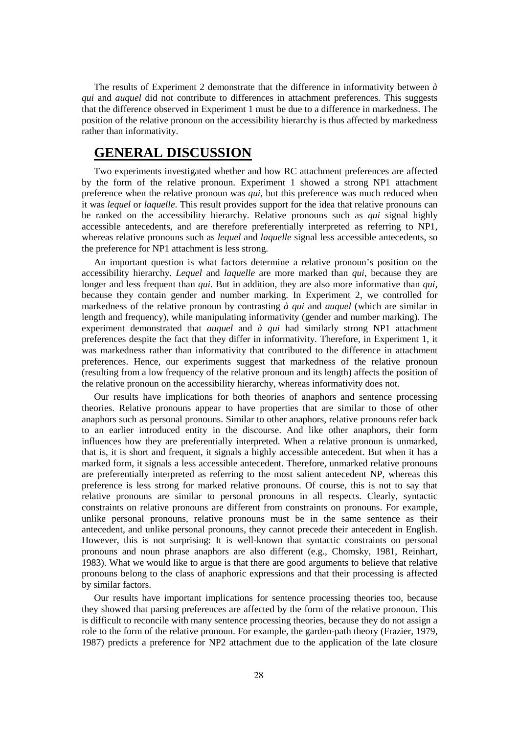The results of Experiment 2 demonstrate that the difference in informativity between *à qui* and *auquel* did not contribute to differences in attachment preferences. This suggests that the difference observed in Experiment 1 must be due to a difference in markedness. The position of the relative pronoun on the accessibility hierarchy is thus affected by markedness rather than informativity.

## GENERAL DISCUSSION

Two experiments investigated whether and how RC attachment preferences are affected by the form of the relative pronoun. Experiment 1 showed a strong NP1 attachment preference when the relative pronoun was *qui*, but this preference was much reduced when it was *lequel* or *laquelle*. This result provides support for the idea that relative pronouns can be ranked on the accessibility hierarchy. Relative pronouns such as *qui* signal highly accessible antecedents, and are therefore preferentially interpreted as referring to NP1, whereas relative pronouns such as *lequel* and *laquelle* signal less accessible antecedents, so the preference for NP1 attachment is less strong.

An important question is what factors determine a relative pronoun's position on the accessibility hierarchy. *Lequel* and *laquelle* are more marked than *qui*, because they are longer and less frequent than *qui*. But in addition, they are also more informative than *qui*, because they contain gender and number marking. In Experiment 2, we controlled for markedness of the relative pronoun by contrasting *à qui* and *auquel* (which are similar in length and frequency), while manipulating informativity (gender and number marking). The experiment demonstrated that *auquel* and *à qui* had similarly strong NP1 attachment preferences despite the fact that they differ in informativity. Therefore, in Experiment 1, it was markedness rather than informativity that contributed to the difference in attachment preferences. Hence, our experiments suggest that markedness of the relative pronoun (resulting from a low frequency of the relative pronoun and its length) affects the position of the relative pronoun on the accessibility hierarchy, whereas informativity does not.

Our results have implications for both theories of anaphors and sentence processing theories. Relative pronouns appear to have properties that are similar to those of other anaphors such as personal pronouns. Similar to other anaphors, relative pronouns refer back to an earlier introduced entity in the discourse. And like other anaphors, their form influences how they are preferentially interpreted. When a relative pronoun is unmarked, that is, it is short and frequent, it signals a highly accessible antecedent. But when it has a marked form, it signals a less accessible antecedent. Therefore, unmarked relative pronouns are preferentially interpreted as referring to the most salient antecedent NP, whereas this preference is less strong for marked relative pronouns. Of course, this is not to say that relative pronouns are similar to personal pronouns in all respects. Clearly, syntactic constraints on relative pronouns are different from constraints on pronouns. For example, unlike personal pronouns, relative pronouns must be in the same sentence as their antecedent, and unlike personal pronouns, they cannot precede their antecedent in English. However, this is not surprising: It is well-known that syntactic constraints on personal pronouns and noun phrase anaphors are also different (e.g., Chomsky, 1981, Reinhart, 1983). What we would like to argue is that there are good arguments to believe that relative pronouns belong to the class of anaphoric expressions and that their processing is affected by similar factors.

Our results have important implications for sentence processing theories too, because they showed that parsing preferences are affected by the form of the relative pronoun. This is difficult to reconcile with many sentence processing theories, because they do not assign a role to the form of the relative pronoun. For example, the garden-path theory (Frazier, 1979, 1987) predicts a preference for NP2 attachment due to the application of the late closure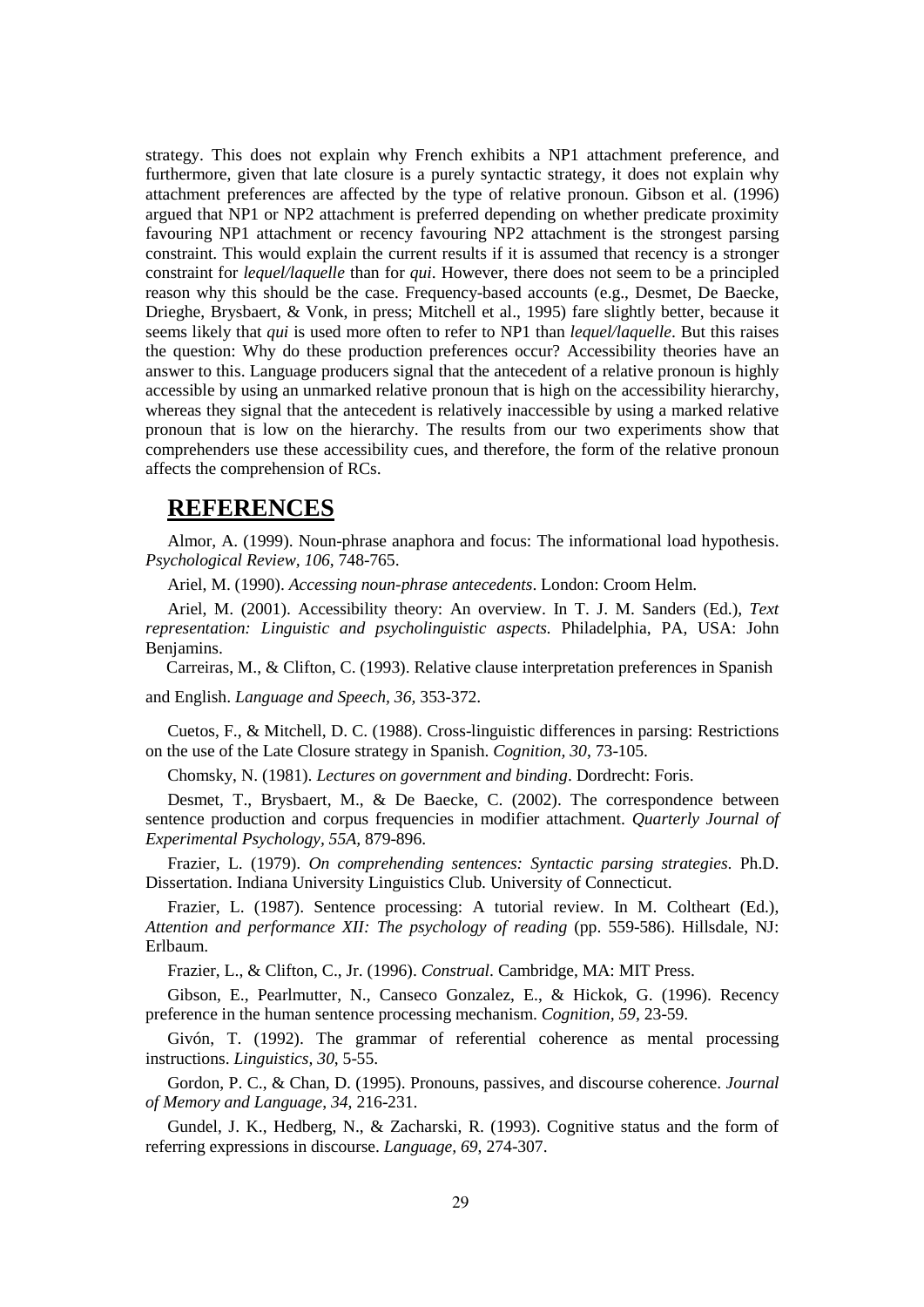strategy. This does not explain why French exhibits a NP1 attachment preference, and furthermore, given that late closure is a purely syntactic strategy, it does not explain why attachment preferences are affected by the type of relative pronoun. Gibson et al. (1996) argued that NP1 or NP2 attachment is preferred depending on whether predicate proximity favouring NP1 attachment or recency favouring NP2 attachment is the strongest parsing constraint. This would explain the current results if it is assumed that recency is a stronger constraint for *lequel/laquelle* than for *qui*. However, there does not seem to be a principled reason why this should be the case. Frequency-based accounts (e.g., Desmet, De Baecke, Drieghe, Brysbaert, & Vonk, in press; Mitchell et al., 1995) fare slightly better, because it seems likely that *qui* is used more often to refer to NP1 than *lequel/laquelle*. But this raises the question: Why do these production preferences occur? Accessibility theories have an answer to this. Language producers signal that the antecedent of a relative pronoun is highly accessible by using an unmarked relative pronoun that is high on the accessibility hierarchy, whereas they signal that the antecedent is relatively inaccessible by using a marked relative pronoun that is low on the hierarchy. The results from our two experiments show that comprehenders use these accessibility cues, and therefore, the form of the relative pronoun affects the comprehension of RCs.

## REFERENCES

Almor, A. (1999). Noun-phrase anaphora and focus: The informational load hypothesis. *Psychological Review, 106*, 748-765.

Ariel, M. (1990). *Accessing noun-phrase antecedents*. London: Croom Helm.

Ariel, M. (2001). Accessibility theory: An overview. In T. J. M. Sanders (Ed.), *Text representation: Linguistic and psycholinguistic aspects.* Philadelphia, PA, USA: John Benjamins.

Carreiras, M., & Clifton, C. (1993). Relative clause interpretation preferences in Spanish and English. *Language and Speech, 36,* 353-372.

Cuetos, F., & Mitchell, D. C. (1988). Cross-linguistic differences in parsing: Restrictions on the use of the Late Closure strategy in Spanish. *Cognition, 30*, 73-105.

Chomsky, N. (1981). *Lectures on government and binding*. Dordrecht: Foris.

Desmet, T., Brysbaert, M., & De Baecke, C. (2002). The correspondence between sentence production and corpus frequencies in modifier attachment. *Quarterly Journal of Experimental Psychology, 55A*, 879-896.

Frazier, L. (1979). *On comprehending sentences: Syntactic parsing strategies*. Ph.D. Dissertation. Indiana University Linguistics Club. University of Connecticut.

Frazier, L. (1987). Sentence processing: A tutorial review. In M. Coltheart (Ed.), *Attention and performance XII: The psychology of reading* (pp. 559-586). Hillsdale, NJ: Erlbaum.

Frazier, L., & Clifton, C., Jr. (1996). *Construal*. Cambridge, MA: MIT Press.

Gibson, E., Pearlmutter, N., Canseco Gonzalez, E., & Hickok, G. (1996). Recency preference in the human sentence processing mechanism. *Cognition, 59,* 23-59.

Givón, T. (1992). The grammar of referential coherence as mental processing instructions. *Linguistics, 30*, 5-55.

Gordon, P. C., & Chan, D. (1995). Pronouns, passives, and discourse coherence. *Journal of Memory and Language, 34*, 216-231.

Gundel, J. K., Hedberg, N., & Zacharski, R. (1993). Cognitive status and the form of referring expressions in discourse. *Language, 69*, 274-307.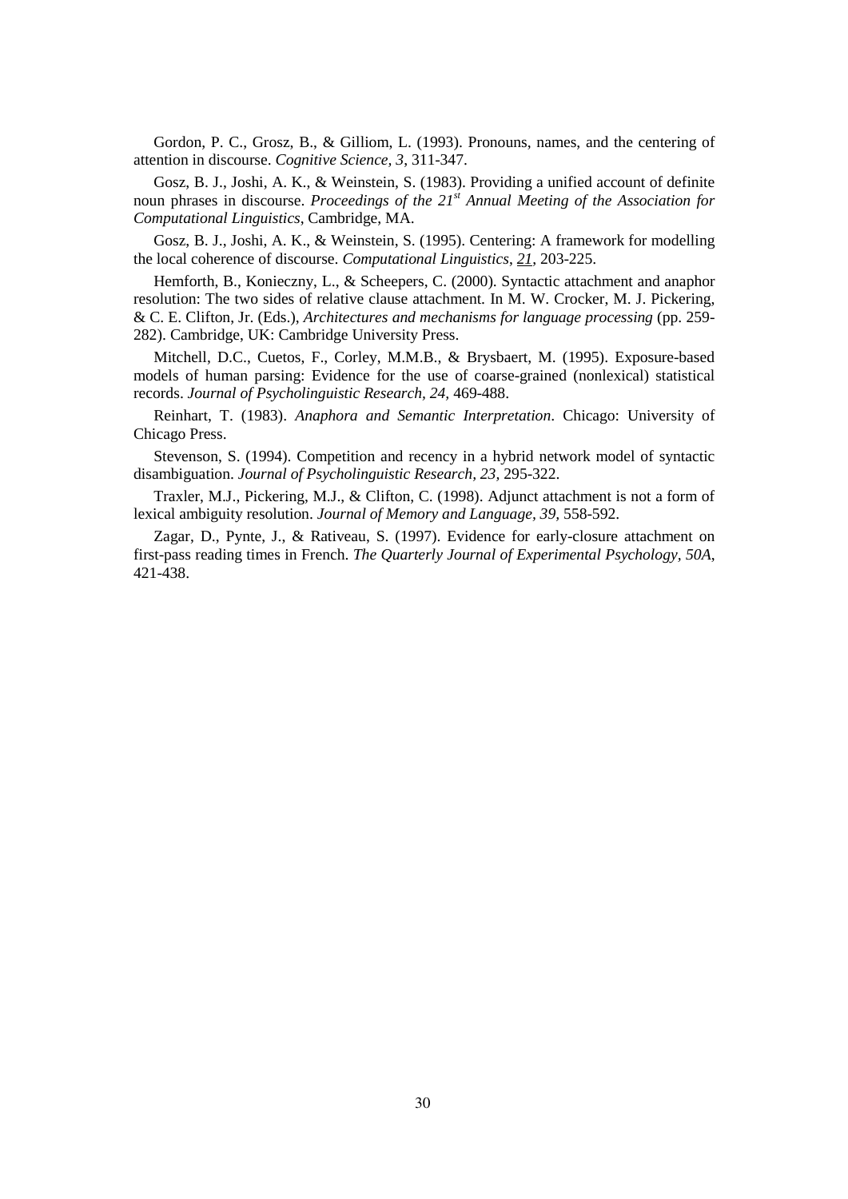Gordon, P. C., Grosz, B., & Gilliom, L. (1993). Pronouns, names, and the centering of attention in discourse. *Cognitive Science, 3*, 311-347.

Gosz, B. J., Joshi, A. K., & Weinstein, S. (1983). Providing a unified account of definite noun phrases in discourse. *Proceedings of the 21st Annual Meeting of the Association for Computational Linguistics*, Cambridge, MA.

Gosz, B. J., Joshi, A. K., & Weinstein, S. (1995). Centering: A framework for modelling the local coherence of discourse. *Computational Linguistics*, *21*, 203-225.

Hemforth, B., Konieczny, L., & Scheepers, C. (2000). Syntactic attachment and anaphor resolution: The two sides of relative clause attachment. In M. W. Crocker, M. J. Pickering, & C. E. Clifton, Jr. (Eds.), *Architectures and mechanisms for language processing* (pp. 259-282). Cambridge, UK: Cambridge University Press.

Mitchell, D.C., Cuetos, F., Corley, M.M.B., & Brysbaert, M. (1995). Exposure-based models of human parsing: Evidence for the use of coarse-grained (nonlexical) statistical records. *Journal of Psycholinguistic Research, 24,* 469-488.

Reinhart, T. (1983). *Anaphora and Semantic Interpretation*. Chicago: University of Chicago Press.

Stevenson, S. (1994). Competition and recency in a hybrid network model of syntactic disambiguation. *Journal of Psycholinguistic Research, 23,* 295-322.

Traxler, M.J., Pickering, M.J., & Clifton, C. (1998). Adjunct attachment is not a form of lexical ambiguity resolution. *Journal of Memory and Language, 39,* 558-592.

Zagar, D., Pynte, J., & Rativeau, S. (1997). Evidence for early-closure attachment on first-pass reading times in French. *The Quarterly Journal of Experimental Psychology, 50A*, 421-438.